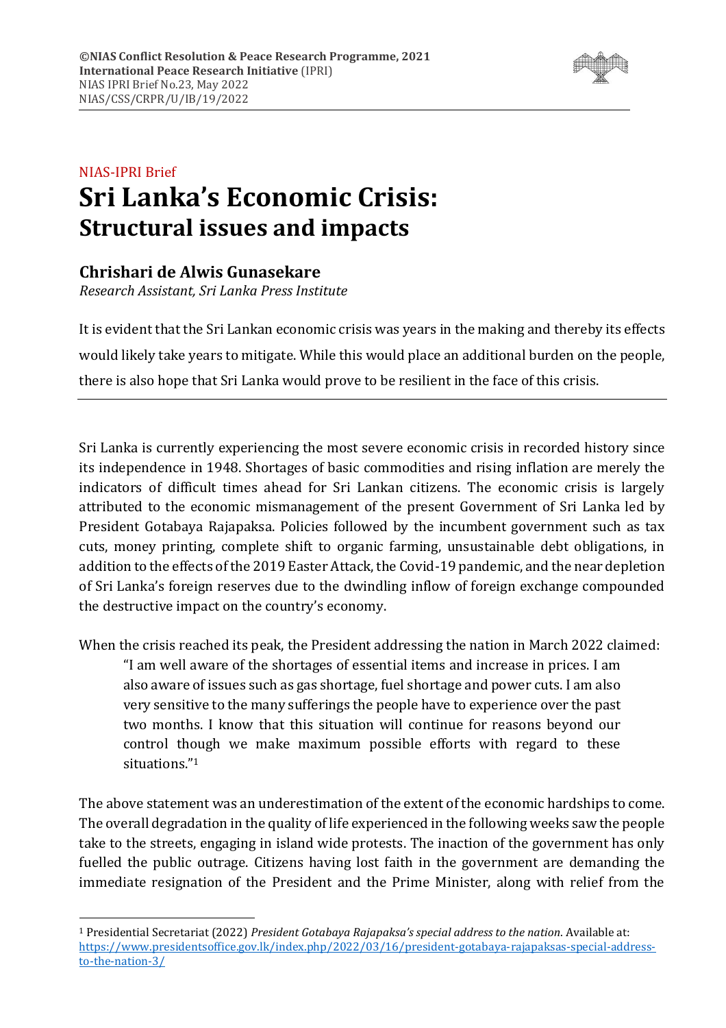**©NIAS Conflict Resolution & Peace Research Programme, 2021**
**International Peace Research Initiative** (IPRI)
NIAS IPRI Brief No.23, May 2022
NIAS/CSS/CRPR/U/IB/19/2022

NIAS-IPRI Brief

# Sri Lanka's Economic Crisis:
## Structural issues and impacts

### Chrishari de Alwis Gunasekare

*Research Assistant, Sri Lanka Press Institute*

It is evident that the Sri Lankan economic crisis was years in the making and thereby its effects would likely take years to mitigate. While this would place an additional burden on the people, there is also hope that Sri Lanka would prove to be resilient in the face of this crisis.

---

Sri Lanka is currently experiencing the most severe economic crisis in recorded history since its independence in 1948. Shortages of basic commodities and rising inflation are merely the indicators of difficult times ahead for Sri Lankan citizens. The economic crisis is largely attributed to the economic mismanagement of the present Government of Sri Lanka led by President Gotabaya Rajapaksa. Policies followed by the incumbent government such as tax cuts, money printing, complete shift to organic farming, unsustainable debt obligations, in addition to the effects of the 2019 Easter Attack, the Covid-19 pandemic, and the near depletion of Sri Lanka's foreign reserves due to the dwindling inflow of foreign exchange compounded the destructive impact on the country's economy.

When the crisis reached its peak, the President addressing the nation in March 2022 claimed:

> "I am well aware of the shortages of essential items and increase in prices. I am also aware of issues such as gas shortage, fuel shortage and power cuts. I am also very sensitive to the many sufferings the people have to experience over the past two months. I know that this situation will continue for reasons beyond our control though we make maximum possible efforts with regard to these situations."[1]

The above statement was an underestimation of the extent of the economic hardships to come. The overall degradation in the quality of life experienced in the following weeks saw the people take to the streets, engaging in island wide protests. The inaction of the government has only fuelled the public outrage. Citizens having lost faith in the government are demanding the immediate resignation of the President and the Prime Minister, along with relief from the

---

[1] Presidential Secretariat (2022) *President Gotabaya Rajapaksa's special address to the nation*. Available at: https://www.presidentsoffice.gov.lk/index.php/2022/03/16/president-gotabaya-rajapaksas-special-address-to-the-nation-3/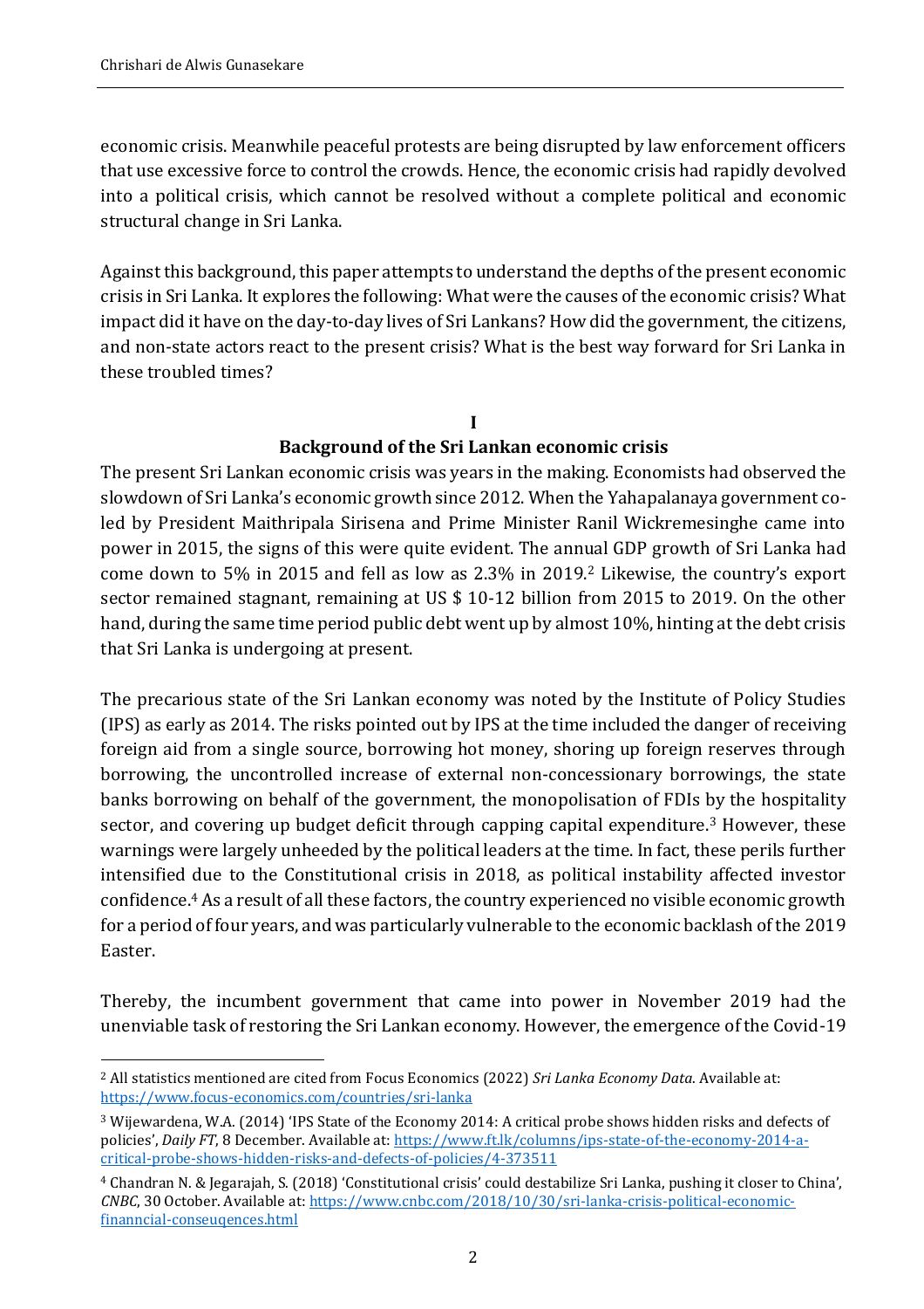economic crisis. Meanwhile peaceful protests are being disrupted by law enforcement officers that use excessive force to control the crowds. Hence, the economic crisis had rapidly devolved into a political crisis, which cannot be resolved without a complete political and economic structural change in Sri Lanka.

Against this background, this paper attempts to understand the depths of the present economic crisis in Sri Lanka. It explores the following: What were the causes of the economic crisis? What impact did it have on the day-to-day lives of Sri Lankans? How did the government, the citizens, and non-state actors react to the present crisis? What is the best way forward for Sri Lanka in these troubled times?

## I
## Background of the Sri Lankan economic crisis

The present Sri Lankan economic crisis was years in the making. Economists had observed the slowdown of Sri Lanka's economic growth since 2012. When the Yahapalanaya government co-led by President Maithripala Sirisena and Prime Minister Ranil Wickremesinghe came into power in 2015, the signs of this were quite evident. The annual GDP growth of Sri Lanka had come down to 5% in 2015 and fell as low as 2.3% in 2019.[2] Likewise, the country's export sector remained stagnant, remaining at US $ 10-12 billion from 2015 to 2019. On the other hand, during the same time period public debt went up by almost 10%, hinting at the debt crisis that Sri Lanka is undergoing at present.

The precarious state of the Sri Lankan economy was noted by the Institute of Policy Studies (IPS) as early as 2014. The risks pointed out by IPS at the time included the danger of receiving foreign aid from a single source, borrowing hot money, shoring up foreign reserves through borrowing, the uncontrolled increase of external non-concessionary borrowings, the state banks borrowing on behalf of the government, the monopolisation of FDIs by the hospitality sector, and covering up budget deficit through capping capital expenditure.[3] However, these warnings were largely unheeded by the political leaders at the time. In fact, these perils further intensified due to the Constitutional crisis in 2018, as political instability affected investor confidence.[4] As a result of all these factors, the country experienced no visible economic growth for a period of four years, and was particularly vulnerable to the economic backlash of the 2019 Easter.

Thereby, the incumbent government that came into power in November 2019 had the unenviable task of restoring the Sri Lankan economy. However, the emergence of the Covid-19

---

[2] All statistics mentioned are cited from Focus Economics (2022) *Sri Lanka Economy Data*. Available at: https://www.focus-economics.com/countries/sri-lanka

[3] Wijewardena, W.A. (2014) 'IPS State of the Economy 2014: A critical probe shows hidden risks and defects of policies', *Daily FT*, 8 December. Available at: https://www.ft.lk/columns/ips-state-of-the-economy-2014-a-critical-probe-shows-hidden-risks-and-defects-of-policies/4-373511

[4] Chandran N. & Jegarajah, S. (2018) 'Constitutional crisis' could destabilize Sri Lanka, pushing it closer to China', *CNBC*, 30 October. Available at: https://www.cnbc.com/2018/10/30/sri-lanka-crisis-political-economic-finanncial-conseuqences.html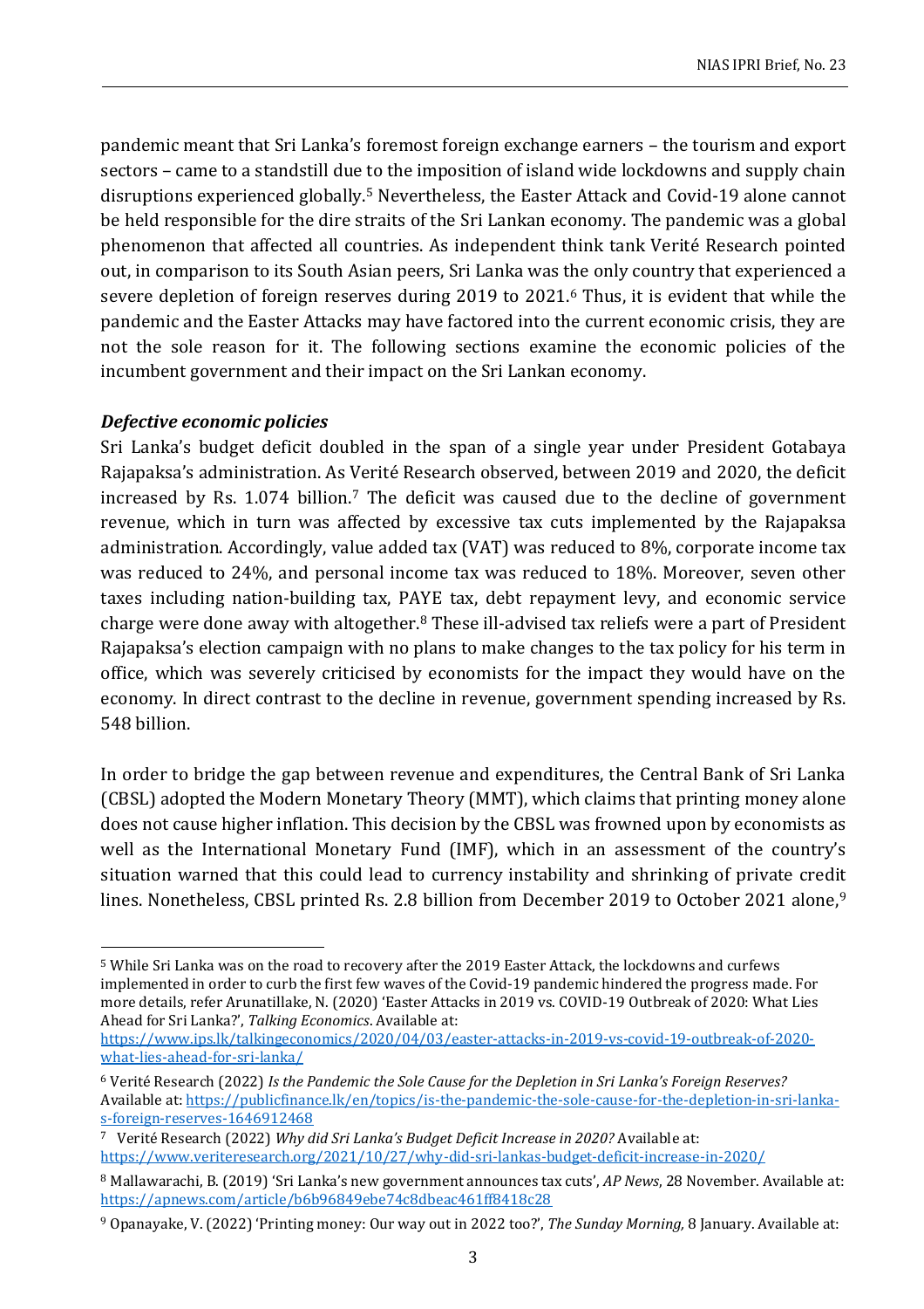pandemic meant that Sri Lanka's foremost foreign exchange earners – the tourism and export sectors – came to a standstill due to the imposition of island wide lockdowns and supply chain disruptions experienced globally.[5] Nevertheless, the Easter Attack and Covid-19 alone cannot be held responsible for the dire straits of the Sri Lankan economy. The pandemic was a global phenomenon that affected all countries. As independent think tank Verité Research pointed out, in comparison to its South Asian peers, Sri Lanka was the only country that experienced a severe depletion of foreign reserves during 2019 to 2021.[6] Thus, it is evident that while the pandemic and the Easter Attacks may have factored into the current economic crisis, they are not the sole reason for it. The following sections examine the economic policies of the incumbent government and their impact on the Sri Lankan economy.

***Defective economic policies***

Sri Lanka's budget deficit doubled in the span of a single year under President Gotabaya Rajapaksa's administration. As Verité Research observed, between 2019 and 2020, the deficit increased by Rs. 1.074 billion.[7] The deficit was caused due to the decline of government revenue, which in turn was affected by excessive tax cuts implemented by the Rajapaksa administration. Accordingly, value added tax (VAT) was reduced to 8%, corporate income tax was reduced to 24%, and personal income tax was reduced to 18%. Moreover, seven other taxes including nation-building tax, PAYE tax, debt repayment levy, and economic service charge were done away with altogether.[8] These ill-advised tax reliefs were a part of President Rajapaksa's election campaign with no plans to make changes to the tax policy for his term in office, which was severely criticised by economists for the impact they would have on the economy. In direct contrast to the decline in revenue, government spending increased by Rs. 548 billion.

In order to bridge the gap between revenue and expenditures, the Central Bank of Sri Lanka (CBSL) adopted the Modern Monetary Theory (MMT), which claims that printing money alone does not cause higher inflation. This decision by the CBSL was frowned upon by economists as well as the International Monetary Fund (IMF), which in an assessment of the country's situation warned that this could lead to currency instability and shrinking of private credit lines. Nonetheless, CBSL printed Rs. 2.8 billion from December 2019 to October 2021 alone,[9]

---

[5] While Sri Lanka was on the road to recovery after the 2019 Easter Attack, the lockdowns and curfews implemented in order to curb the first few waves of the Covid-19 pandemic hindered the progress made. For more details, refer Arunatillake, N. (2020) 'Easter Attacks in 2019 vs. COVID-19 Outbreak of 2020: What Lies Ahead for Sri Lanka?', *Talking Economics*. Available at: https://www.ips.lk/talkingeconomics/2020/04/03/easter-attacks-in-2019-vs-covid-19-outbreak-of-2020-what-lies-ahead-for-sri-lanka/

[6] Verité Research (2022) *Is the Pandemic the Sole Cause for the Depletion in Sri Lanka's Foreign Reserves?* Available at: https://publicfinance.lk/en/topics/is-the-pandemic-the-sole-cause-for-the-depletion-in-sri-lanka-s-foreign-reserves-1646912468

[7] Verité Research (2022) *Why did Sri Lanka's Budget Deficit Increase in 2020?* Available at: https://www.veriteresearch.org/2021/10/27/why-did-sri-lankas-budget-deficit-increase-in-2020/

[8] Mallawarachi, B. (2019) 'Sri Lanka's new government announces tax cuts', *AP News*, 28 November. Available at: https://apnews.com/article/b6b96849ebe74c8dbeac461ff8418c28

[9] Opanayake, V. (2022) 'Printing money: Our way out in 2022 too?', *The Sunday Morning,* 8 January. Available at: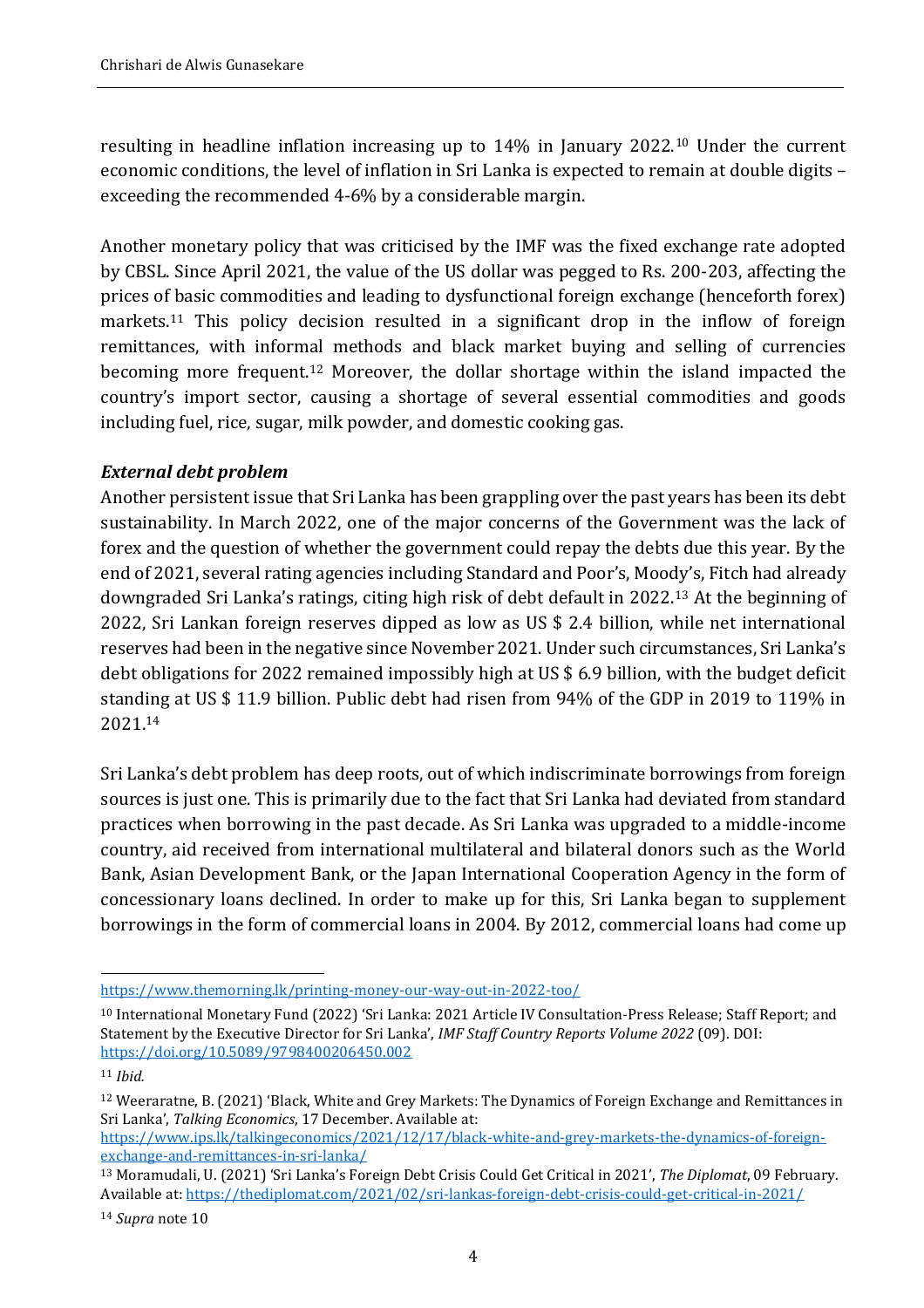resulting in headline inflation increasing up to 14% in January 2022.[10] Under the current economic conditions, the level of inflation in Sri Lanka is expected to remain at double digits – exceeding the recommended 4-6% by a considerable margin.

Another monetary policy that was criticised by the IMF was the fixed exchange rate adopted by CBSL. Since April 2021, the value of the US dollar was pegged to Rs. 200-203, affecting the prices of basic commodities and leading to dysfunctional foreign exchange (henceforth forex) markets.[11] This policy decision resulted in a significant drop in the inflow of foreign remittances, with informal methods and black market buying and selling of currencies becoming more frequent.[12] Moreover, the dollar shortage within the island impacted the country's import sector, causing a shortage of several essential commodities and goods including fuel, rice, sugar, milk powder, and domestic cooking gas.

### *External debt problem*

Another persistent issue that Sri Lanka has been grappling over the past years has been its debt sustainability. In March 2022, one of the major concerns of the Government was the lack of forex and the question of whether the government could repay the debts due this year. By the end of 2021, several rating agencies including Standard and Poor's, Moody's, Fitch had already downgraded Sri Lanka's ratings, citing high risk of debt default in 2022.[13] At the beginning of 2022, Sri Lankan foreign reserves dipped as low as US $ 2.4 billion, while net international reserves had been in the negative since November 2021. Under such circumstances, Sri Lanka's debt obligations for 2022 remained impossibly high at US $ 6.9 billion, with the budget deficit standing at US $ 11.9 billion. Public debt had risen from 94% of the GDP in 2019 to 119% in 2021.[14]

Sri Lanka's debt problem has deep roots, out of which indiscriminate borrowings from foreign sources is just one. This is primarily due to the fact that Sri Lanka had deviated from standard practices when borrowing in the past decade. As Sri Lanka was upgraded to a middle-income country, aid received from international multilateral and bilateral donors such as the World Bank, Asian Development Bank, or the Japan International Cooperation Agency in the form of concessionary loans declined. In order to make up for this, Sri Lanka began to supplement borrowings in the form of commercial loans in 2004. By 2012, commercial loans had come up

---

https://www.themorning.lk/printing-money-our-way-out-in-2022-too/

[10] International Monetary Fund (2022) 'Sri Lanka: 2021 Article IV Consultation-Press Release; Staff Report; and Statement by the Executive Director for Sri Lanka', *IMF Staff Country Reports Volume 2022* (09). DOI: https://doi.org/10.5089/9798400206450.002

[11] *Ibid.*

[12] Weeraratne, B. (2021) 'Black, White and Grey Markets: The Dynamics of Foreign Exchange and Remittances in Sri Lanka', *Talking Economics*, 17 December. Available at: https://www.ips.lk/talkingeconomics/2021/12/17/black-white-and-grey-markets-the-dynamics-of-foreign-exchange-and-remittances-in-sri-lanka/

[13] Moramudali, U. (2021) 'Sri Lanka's Foreign Debt Crisis Could Get Critical in 2021', *The Diplomat*, 09 February. Available at: https://thediplomat.com/2021/02/sri-lankas-foreign-debt-crisis-could-get-critical-in-2021/

[14] *Supra* note 10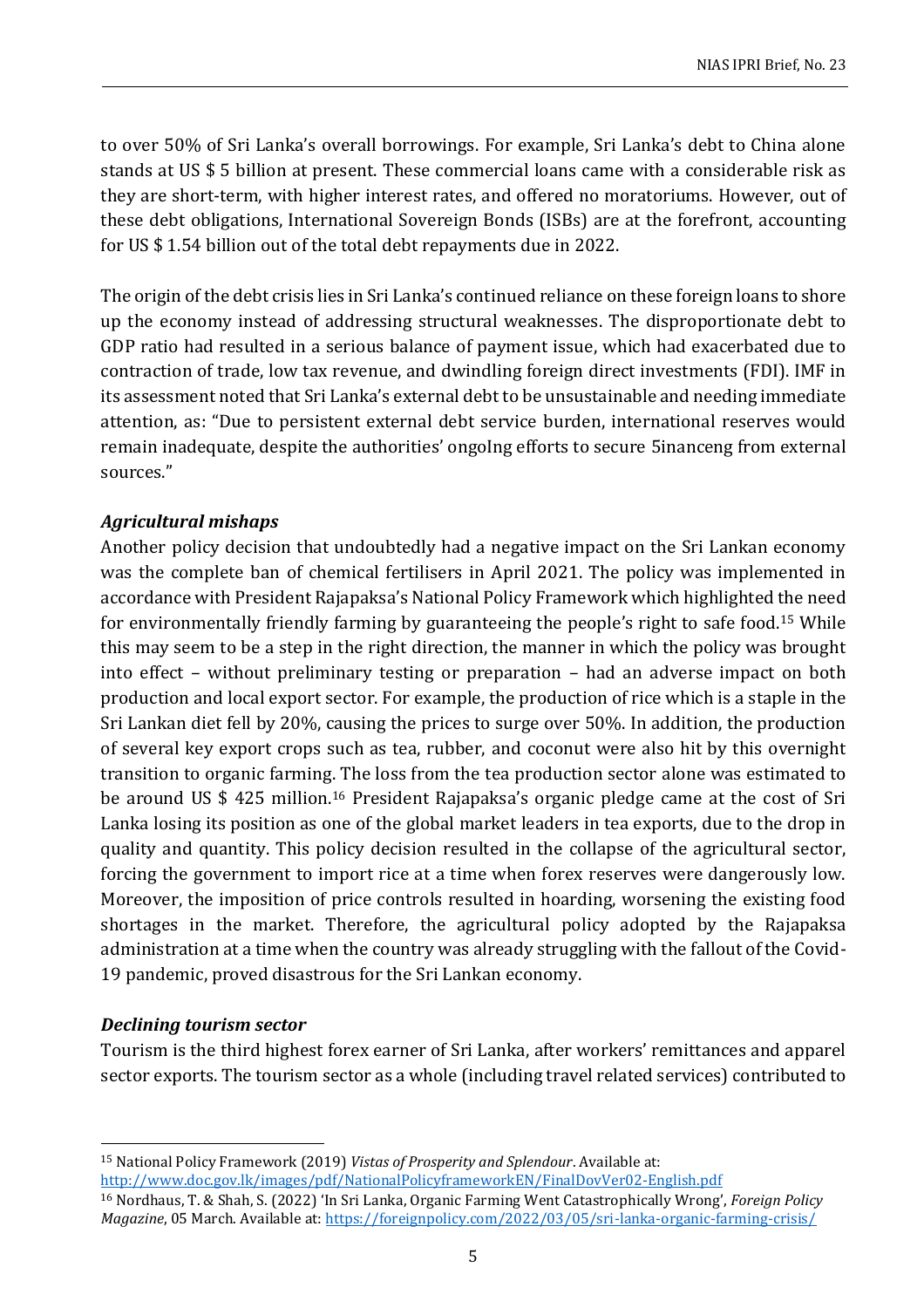to over 50% of Sri Lanka's overall borrowings. For example, Sri Lanka's debt to China alone stands at US $ 5 billion at present. These commercial loans came with a considerable risk as they are short-term, with higher interest rates, and offered no moratoriums. However, out of these debt obligations, International Sovereign Bonds (ISBs) are at the forefront, accounting for US $ 1.54 billion out of the total debt repayments due in 2022.

The origin of the debt crisis lies in Sri Lanka's continued reliance on these foreign loans to shore up the economy instead of addressing structural weaknesses. The disproportionate debt to GDP ratio had resulted in a serious balance of payment issue, which had exacerbated due to contraction of trade, low tax revenue, and dwindling foreign direct investments (FDI). IMF in its assessment noted that Sri Lanka's external debt to be unsustainable and needing immediate attention, as: "Due to persistent external debt service burden, international reserves would remain inadequate, despite the authorities' ongoIng efforts to secure 5inanceng from external sources."

### *Agricultural mishaps*

Another policy decision that undoubtedly had a negative impact on the Sri Lankan economy was the complete ban of chemical fertilisers in April 2021. The policy was implemented in accordance with President Rajapaksa's National Policy Framework which highlighted the need for environmentally friendly farming by guaranteeing the people's right to safe food.[15] While this may seem to be a step in the right direction, the manner in which the policy was brought into effect – without preliminary testing or preparation – had an adverse impact on both production and local export sector. For example, the production of rice which is a staple in the Sri Lankan diet fell by 20%, causing the prices to surge over 50%. In addition, the production of several key export crops such as tea, rubber, and coconut were also hit by this overnight transition to organic farming. The loss from the tea production sector alone was estimated to be around US $ 425 million.[16] President Rajapaksa's organic pledge came at the cost of Sri Lanka losing its position as one of the global market leaders in tea exports, due to the drop in quality and quantity. This policy decision resulted in the collapse of the agricultural sector, forcing the government to import rice at a time when forex reserves were dangerously low. Moreover, the imposition of price controls resulted in hoarding, worsening the existing food shortages in the market. Therefore, the agricultural policy adopted by the Rajapaksa administration at a time when the country was already struggling with the fallout of the Covid-19 pandemic, proved disastrous for the Sri Lankan economy.

### *Declining tourism sector*

Tourism is the third highest forex earner of Sri Lanka, after workers' remittances and apparel sector exports. The tourism sector as a whole (including travel related services) contributed to

---

[15] National Policy Framework (2019) *Vistas of Prosperity and Splendour*. Available at: http://www.doc.gov.lk/images/pdf/NationalPolicyframeworkEN/FinalDovVer02-English.pdf

[16] Nordhaus, T. & Shah, S. (2022) 'In Sri Lanka, Organic Farming Went Catastrophically Wrong', *Foreign Policy Magazine*, 05 March. Available at: https://foreignpolicy.com/2022/03/05/sri-lanka-organic-farming-crisis/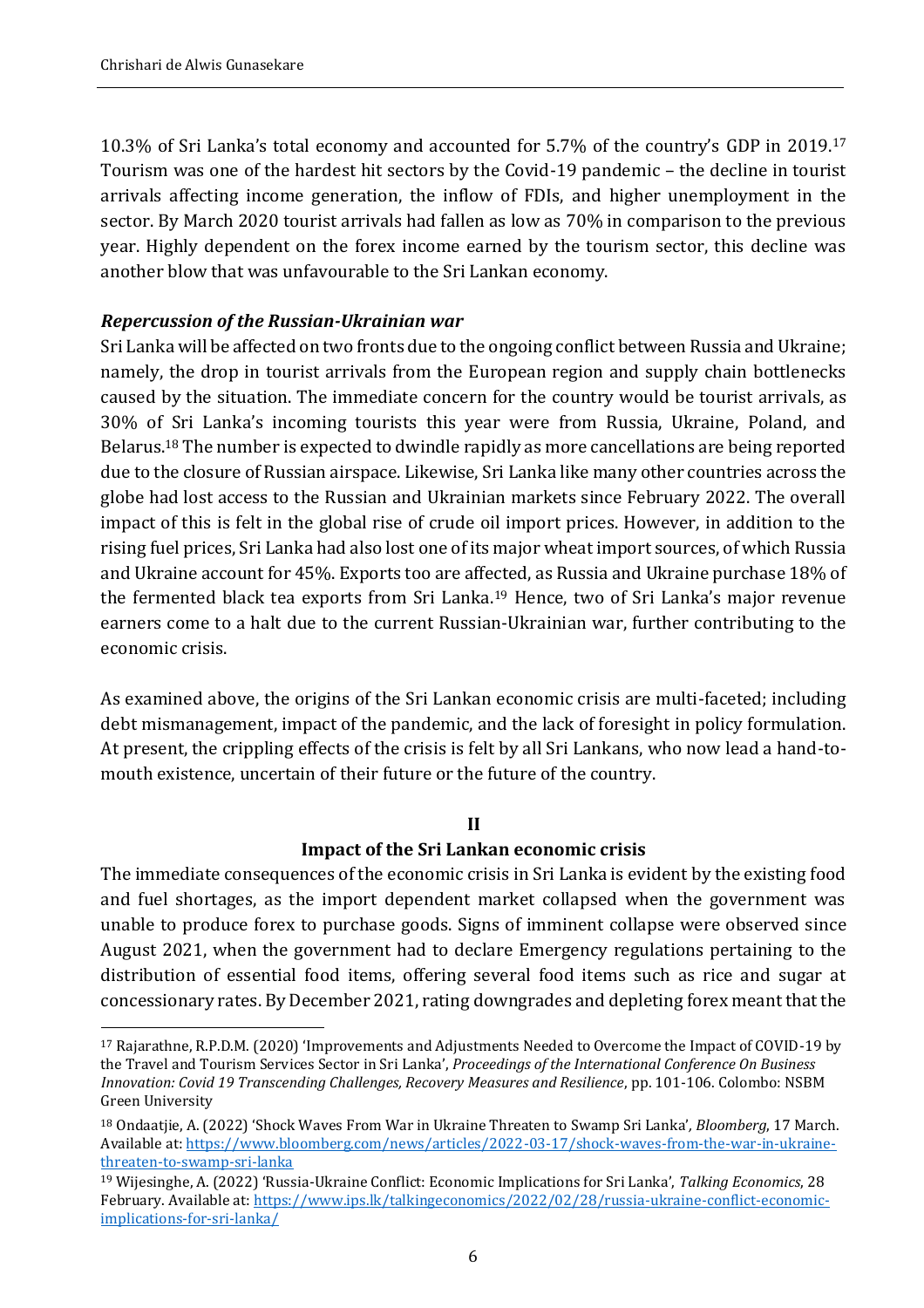10.3% of Sri Lanka's total economy and accounted for 5.7% of the country's GDP in 2019.[17] Tourism was one of the hardest hit sectors by the Covid-19 pandemic – the decline in tourist arrivals affecting income generation, the inflow of FDIs, and higher unemployment in the sector. By March 2020 tourist arrivals had fallen as low as 70% in comparison to the previous year. Highly dependent on the forex income earned by the tourism sector, this decline was another blow that was unfavourable to the Sri Lankan economy.

***Repercussion of the Russian-Ukrainian war***

Sri Lanka will be affected on two fronts due to the ongoing conflict between Russia and Ukraine; namely, the drop in tourist arrivals from the European region and supply chain bottlenecks caused by the situation. The immediate concern for the country would be tourist arrivals, as 30% of Sri Lanka's incoming tourists this year were from Russia, Ukraine, Poland, and Belarus.[18] The number is expected to dwindle rapidly as more cancellations are being reported due to the closure of Russian airspace. Likewise, Sri Lanka like many other countries across the globe had lost access to the Russian and Ukrainian markets since February 2022. The overall impact of this is felt in the global rise of crude oil import prices. However, in addition to the rising fuel prices, Sri Lanka had also lost one of its major wheat import sources, of which Russia and Ukraine account for 45%. Exports too are affected, as Russia and Ukraine purchase 18% of the fermented black tea exports from Sri Lanka.[19] Hence, two of Sri Lanka's major revenue earners come to a halt due to the current Russian-Ukrainian war, further contributing to the economic crisis.

As examined above, the origins of the Sri Lankan economic crisis are multi-faceted; including debt mismanagement, impact of the pandemic, and the lack of foresight in policy formulation. At present, the crippling effects of the crisis is felt by all Sri Lankans, who now lead a hand-to-mouth existence, uncertain of their future or the future of the country.

## II

## Impact of the Sri Lankan economic crisis

The immediate consequences of the economic crisis in Sri Lanka is evident by the existing food and fuel shortages, as the import dependent market collapsed when the government was unable to produce forex to purchase goods. Signs of imminent collapse were observed since August 2021, when the government had to declare Emergency regulations pertaining to the distribution of essential food items, offering several food items such as rice and sugar at concessionary rates. By December 2021, rating downgrades and depleting forex meant that the

---

[17] Rajarathne, R.P.D.M. (2020) 'Improvements and Adjustments Needed to Overcome the Impact of COVID-19 by the Travel and Tourism Services Sector in Sri Lanka', *Proceedings of the International Conference On Business Innovation: Covid 19 Transcending Challenges, Recovery Measures and Resilience*, pp. 101-106. Colombo: NSBM Green University

[18] Ondaatjie, A. (2022) 'Shock Waves From War in Ukraine Threaten to Swamp Sri Lanka', *Bloomberg*, 17 March. Available at: https://www.bloomberg.com/news/articles/2022-03-17/shock-waves-from-the-war-in-ukraine-threaten-to-swamp-sri-lanka

[19] Wijesinghe, A. (2022) 'Russia-Ukraine Conflict: Economic Implications for Sri Lanka', *Talking Economics*, 28 February. Available at: https://www.ips.lk/talkingeconomics/2022/02/28/russia-ukraine-conflict-economic-implications-for-sri-lanka/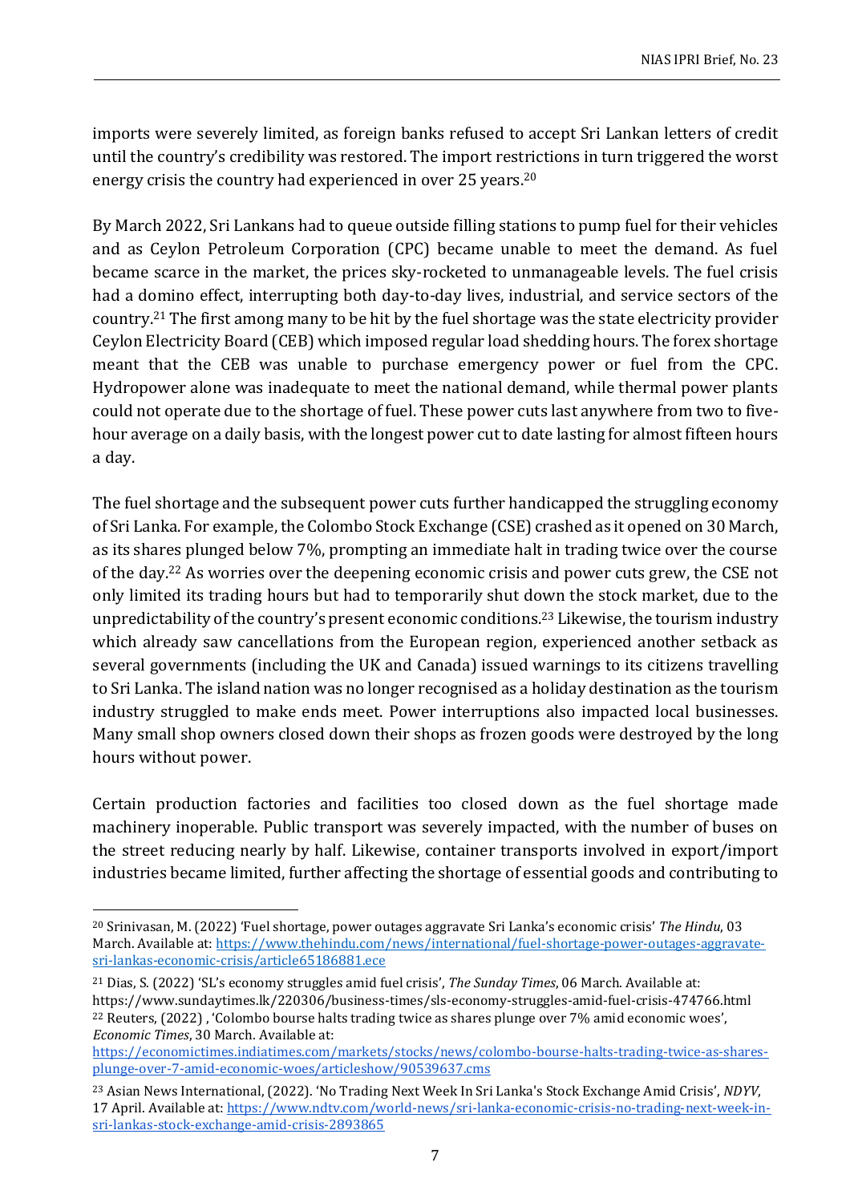imports were severely limited, as foreign banks refused to accept Sri Lankan letters of credit until the country's credibility was restored. The import restrictions in turn triggered the worst energy crisis the country had experienced in over 25 years.[20]

By March 2022, Sri Lankans had to queue outside filling stations to pump fuel for their vehicles and as Ceylon Petroleum Corporation (CPC) became unable to meet the demand. As fuel became scarce in the market, the prices sky-rocketed to unmanageable levels. The fuel crisis had a domino effect, interrupting both day-to-day lives, industrial, and service sectors of the country.[21] The first among many to be hit by the fuel shortage was the state electricity provider Ceylon Electricity Board (CEB) which imposed regular load shedding hours. The forex shortage meant that the CEB was unable to purchase emergency power or fuel from the CPC. Hydropower alone was inadequate to meet the national demand, while thermal power plants could not operate due to the shortage of fuel. These power cuts last anywhere from two to five-hour average on a daily basis, with the longest power cut to date lasting for almost fifteen hours a day.

The fuel shortage and the subsequent power cuts further handicapped the struggling economy of Sri Lanka. For example, the Colombo Stock Exchange (CSE) crashed as it opened on 30 March, as its shares plunged below 7%, prompting an immediate halt in trading twice over the course of the day.[22] As worries over the deepening economic crisis and power cuts grew, the CSE not only limited its trading hours but had to temporarily shut down the stock market, due to the unpredictability of the country's present economic conditions.[23] Likewise, the tourism industry which already saw cancellations from the European region, experienced another setback as several governments (including the UK and Canada) issued warnings to its citizens travelling to Sri Lanka. The island nation was no longer recognised as a holiday destination as the tourism industry struggled to make ends meet. Power interruptions also impacted local businesses. Many small shop owners closed down their shops as frozen goods were destroyed by the long hours without power.

Certain production factories and facilities too closed down as the fuel shortage made machinery inoperable. Public transport was severely impacted, with the number of buses on the street reducing nearly by half. Likewise, container transports involved in export/import industries became limited, further affecting the shortage of essential goods and contributing to

---

[20] Srinivasan, M. (2022) 'Fuel shortage, power outages aggravate Sri Lanka's economic crisis' *The Hindu*, 03 March. Available at: https://www.thehindu.com/news/international/fuel-shortage-power-outages-aggravate-sri-lankas-economic-crisis/article65186881.ece

[21] Dias, S. (2022) 'SL's economy struggles amid fuel crisis', *The Sunday Times*, 06 March. Available at: https://www.sundaytimes.lk/220306/business-times/sls-economy-struggles-amid-fuel-crisis-474766.html

[22] Reuters, (2022) , 'Colombo bourse halts trading twice as shares plunge over 7% amid economic woes', *Economic Times*, 30 March. Available at: https://economictimes.indiatimes.com/markets/stocks/news/colombo-bourse-halts-trading-twice-as-shares-plunge-over-7-amid-economic-woes/articleshow/90539637.cms

[23] Asian News International, (2022). 'No Trading Next Week In Sri Lanka's Stock Exchange Amid Crisis', *NDYV*, 17 April. Available at: https://www.ndtv.com/world-news/sri-lanka-economic-crisis-no-trading-next-week-in-sri-lankas-stock-exchange-amid-crisis-2893865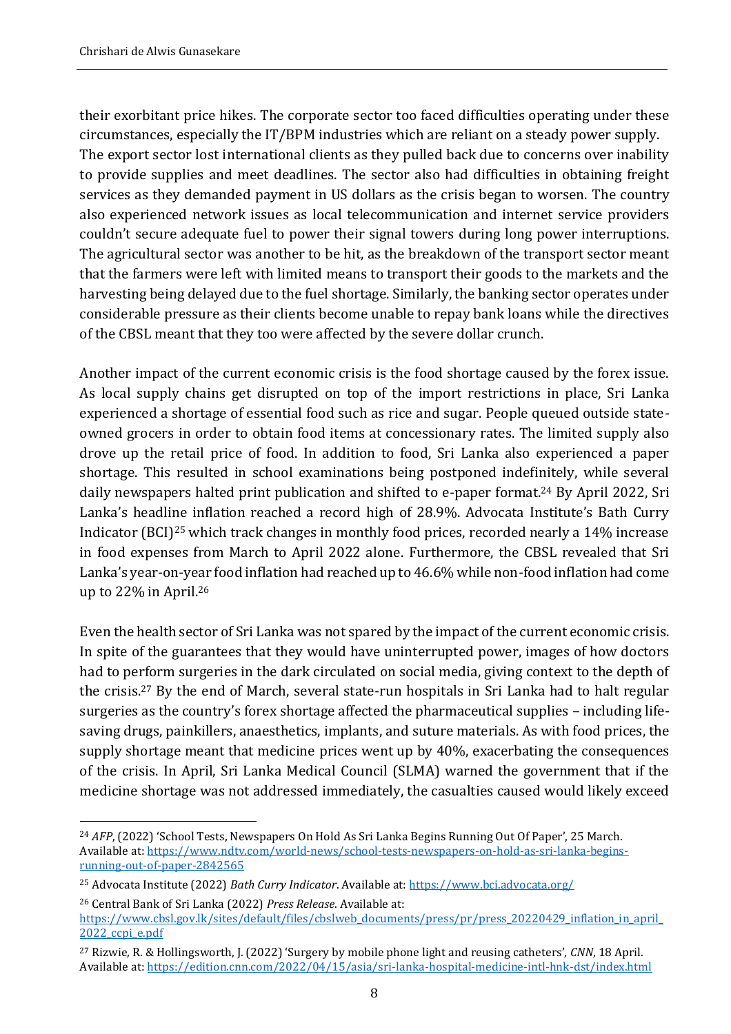their exorbitant price hikes. The corporate sector too faced difficulties operating under these circumstances, especially the IT/BPM industries which are reliant on a steady power supply. The export sector lost international clients as they pulled back due to concerns over inability to provide supplies and meet deadlines. The sector also had difficulties in obtaining freight services as they demanded payment in US dollars as the crisis began to worsen. The country also experienced network issues as local telecommunication and internet service providers couldn't secure adequate fuel to power their signal towers during long power interruptions. The agricultural sector was another to be hit, as the breakdown of the transport sector meant that the farmers were left with limited means to transport their goods to the markets and the harvesting being delayed due to the fuel shortage. Similarly, the banking sector operates under considerable pressure as their clients become unable to repay bank loans while the directives of the CBSL meant that they too were affected by the severe dollar crunch.

Another impact of the current economic crisis is the food shortage caused by the forex issue. As local supply chains get disrupted on top of the import restrictions in place, Sri Lanka experienced a shortage of essential food such as rice and sugar. People queued outside state-owned grocers in order to obtain food items at concessionary rates. The limited supply also drove up the retail price of food. In addition to food, Sri Lanka also experienced a paper shortage. This resulted in school examinations being postponed indefinitely, while several daily newspapers halted print publication and shifted to e-paper format.[24] By April 2022, Sri Lanka's headline inflation reached a record high of 28.9%. Advocata Institute's Bath Curry Indicator (BCI)[25] which track changes in monthly food prices, recorded nearly a 14% increase in food expenses from March to April 2022 alone. Furthermore, the CBSL revealed that Sri Lanka's year-on-year food inflation had reached up to 46.6% while non-food inflation had come up to 22% in April.[26]

Even the health sector of Sri Lanka was not spared by the impact of the current economic crisis. In spite of the guarantees that they would have uninterrupted power, images of how doctors had to perform surgeries in the dark circulated on social media, giving context to the depth of the crisis.[27] By the end of March, several state-run hospitals in Sri Lanka had to halt regular surgeries as the country's forex shortage affected the pharmaceutical supplies – including life-saving drugs, painkillers, anaesthetics, implants, and suture materials. As with food prices, the supply shortage meant that medicine prices went up by 40%, exacerbating the consequences of the crisis. In April, Sri Lanka Medical Council (SLMA) warned the government that if the medicine shortage was not addressed immediately, the casualties caused would likely exceed

---

[24] *AFP*, (2022) 'School Tests, Newspapers On Hold As Sri Lanka Begins Running Out Of Paper', 25 March. Available at: https://www.ndtv.com/world-news/school-tests-newspapers-on-hold-as-sri-lanka-begins-running-out-of-paper-2842565

[25] Advocata Institute (2022) *Bath Curry Indicator*. Available at: https://www.bci.advocata.org/

[26] Central Bank of Sri Lanka (2022) *Press Release*. Available at: https://www.cbsl.gov.lk/sites/default/files/cbslweb_documents/press/pr/press_20220429_inflation_in_april_2022_ccpi_e.pdf

[27] Rizwie, R. & Hollingsworth, J. (2022) 'Surgery by mobile phone light and reusing catheters', *CNN*, 18 April. Available at: https://edition.cnn.com/2022/04/15/asia/sri-lanka-hospital-medicine-intl-hnk-dst/index.html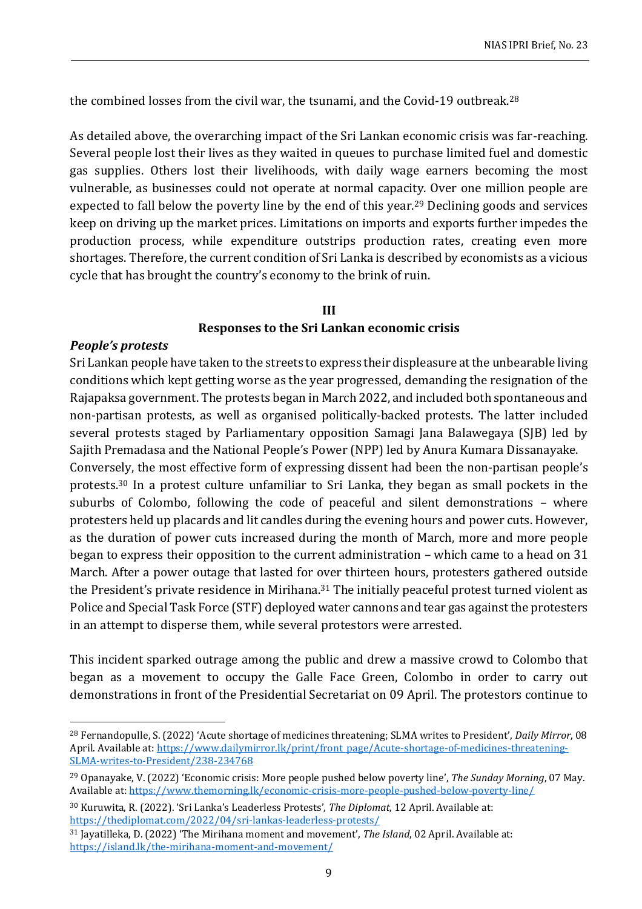the combined losses from the civil war, the tsunami, and the Covid-19 outbreak.[28]

As detailed above, the overarching impact of the Sri Lankan economic crisis was far-reaching. Several people lost their lives as they waited in queues to purchase limited fuel and domestic gas supplies. Others lost their livelihoods, with daily wage earners becoming the most vulnerable, as businesses could not operate at normal capacity. Over one million people are expected to fall below the poverty line by the end of this year.[29] Declining goods and services keep on driving up the market prices. Limitations on imports and exports further impedes the production process, while expenditure outstrips production rates, creating even more shortages. Therefore, the current condition of Sri Lanka is described by economists as a vicious cycle that has brought the country's economy to the brink of ruin.

## III
## Responses to the Sri Lankan economic crisis

### *People's protests*

Sri Lankan people have taken to the streets to express their displeasure at the unbearable living conditions which kept getting worse as the year progressed, demanding the resignation of the Rajapaksa government. The protests began in March 2022, and included both spontaneous and non-partisan protests, as well as organised politically-backed protests. The latter included several protests staged by Parliamentary opposition Samagi Jana Balawegaya (SJB) led by Sajith Premadasa and the National People's Power (NPP) led by Anura Kumara Dissanayake.

Conversely, the most effective form of expressing dissent had been the non-partisan people's protests.[30] In a protest culture unfamiliar to Sri Lanka, they began as small pockets in the suburbs of Colombo, following the code of peaceful and silent demonstrations – where protesters held up placards and lit candles during the evening hours and power cuts. However, as the duration of power cuts increased during the month of March, more and more people began to express their opposition to the current administration – which came to a head on 31 March. After a power outage that lasted for over thirteen hours, protesters gathered outside the President's private residence in Mirihana.[31] The initially peaceful protest turned violent as Police and Special Task Force (STF) deployed water cannons and tear gas against the protesters in an attempt to disperse them, while several protestors were arrested.

This incident sparked outrage among the public and drew a massive crowd to Colombo that began as a movement to occupy the Galle Face Green, Colombo in order to carry out demonstrations in front of the Presidential Secretariat on 09 April. The protestors continue to

---

[28] Fernandopulle, S. (2022) 'Acute shortage of medicines threatening; SLMA writes to President', *Daily Mirror*, 08 April. Available at: https://www.dailymirror.lk/print/front_page/Acute-shortage-of-medicines-threatening-SLMA-writes-to-President/238-234768

[29] Opanayake, V. (2022) 'Economic crisis: More people pushed below poverty line', *The Sunday Morning*, 07 May. Available at: https://www.themorning.lk/economic-crisis-more-people-pushed-below-poverty-line/

[30] Kuruwita, R. (2022). 'Sri Lanka's Leaderless Protests', *The Diplomat*, 12 April. Available at: https://thediplomat.com/2022/04/sri-lankas-leaderless-protests/

[31] Jayatilleka, D. (2022) 'The Mirihana moment and movement', *The Island*, 02 April. Available at: https://island.lk/the-mirihana-moment-and-movement/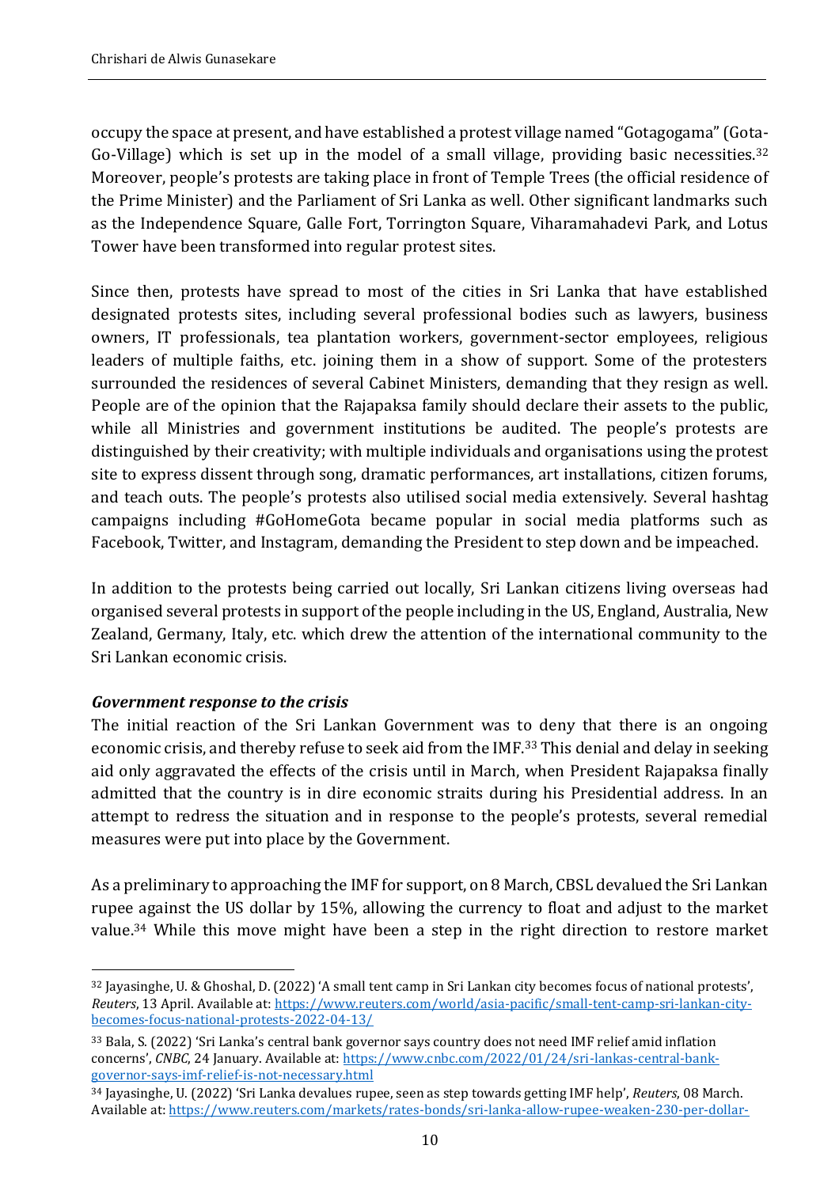occupy the space at present, and have established a protest village named "Gotagogama" (Gota-Go-Village) which is set up in the model of a small village, providing basic necessities.[32] Moreover, people's protests are taking place in front of Temple Trees (the official residence of the Prime Minister) and the Parliament of Sri Lanka as well. Other significant landmarks such as the Independence Square, Galle Fort, Torrington Square, Viharamahadevi Park, and Lotus Tower have been transformed into regular protest sites.

Since then, protests have spread to most of the cities in Sri Lanka that have established designated protests sites, including several professional bodies such as lawyers, business owners, IT professionals, tea plantation workers, government-sector employees, religious leaders of multiple faiths, etc. joining them in a show of support. Some of the protesters surrounded the residences of several Cabinet Ministers, demanding that they resign as well. People are of the opinion that the Rajapaksa family should declare their assets to the public, while all Ministries and government institutions be audited. The people's protests are distinguished by their creativity; with multiple individuals and organisations using the protest site to express dissent through song, dramatic performances, art installations, citizen forums, and teach outs. The people's protests also utilised social media extensively. Several hashtag campaigns including #GoHomeGota became popular in social media platforms such as Facebook, Twitter, and Instagram, demanding the President to step down and be impeached.

In addition to the protests being carried out locally, Sri Lankan citizens living overseas had organised several protests in support of the people including in the US, England, Australia, New Zealand, Germany, Italy, etc. which drew the attention of the international community to the Sri Lankan economic crisis.

***Government response to the crisis***

The initial reaction of the Sri Lankan Government was to deny that there is an ongoing economic crisis, and thereby refuse to seek aid from the IMF.[33] This denial and delay in seeking aid only aggravated the effects of the crisis until in March, when President Rajapaksa finally admitted that the country is in dire economic straits during his Presidential address. In an attempt to redress the situation and in response to the people's protests, several remedial measures were put into place by the Government.

As a preliminary to approaching the IMF for support, on 8 March, CBSL devalued the Sri Lankan rupee against the US dollar by 15%, allowing the currency to float and adjust to the market value.[34] While this move might have been a step in the right direction to restore market

---

[32] Jayasinghe, U. & Ghoshal, D. (2022) 'A small tent camp in Sri Lankan city becomes focus of national protests', *Reuters*, 13 April. Available at: https://www.reuters.com/world/asia-pacific/small-tent-camp-sri-lankan-city-becomes-focus-national-protests-2022-04-13/

[33] Bala, S. (2022) 'Sri Lanka's central bank governor says country does not need IMF relief amid inflation concerns', *CNBC*, 24 January. Available at: https://www.cnbc.com/2022/01/24/sri-lankas-central-bank-governor-says-imf-relief-is-not-necessary.html

[34] Jayasinghe, U. (2022) 'Sri Lanka devalues rupee, seen as step towards getting IMF help', *Reuters*, 08 March. Available at: https://www.reuters.com/markets/rates-bonds/sri-lanka-allow-rupee-weaken-230-per-dollar-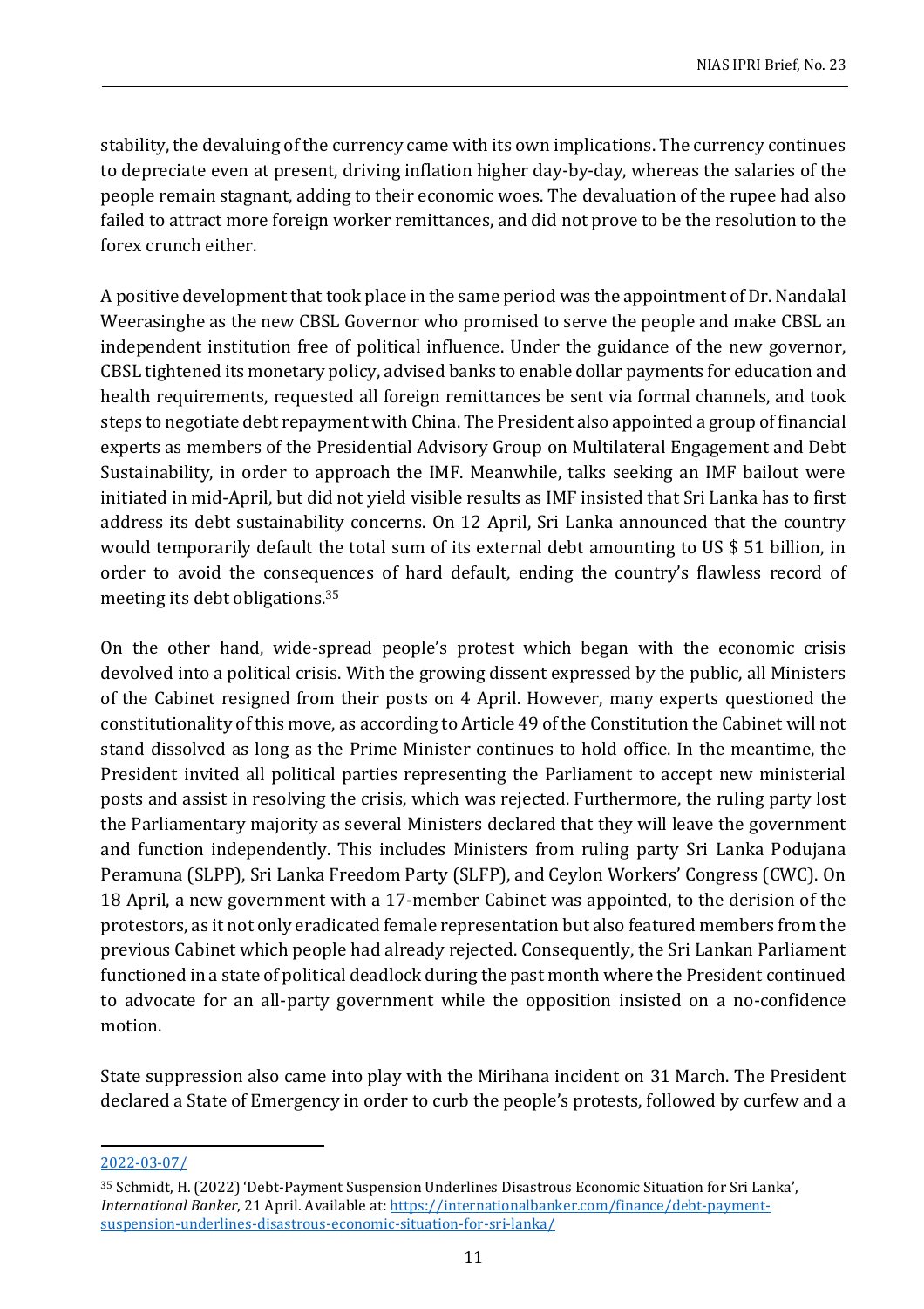stability, the devaluing of the currency came with its own implications. The currency continues to depreciate even at present, driving inflation higher day-by-day, whereas the salaries of the people remain stagnant, adding to their economic woes. The devaluation of the rupee had also failed to attract more foreign worker remittances, and did not prove to be the resolution to the forex crunch either.

A positive development that took place in the same period was the appointment of Dr. Nandalal Weerasinghe as the new CBSL Governor who promised to serve the people and make CBSL an independent institution free of political influence. Under the guidance of the new governor, CBSL tightened its monetary policy, advised banks to enable dollar payments for education and health requirements, requested all foreign remittances be sent via formal channels, and took steps to negotiate debt repayment with China. The President also appointed a group of financial experts as members of the Presidential Advisory Group on Multilateral Engagement and Debt Sustainability, in order to approach the IMF. Meanwhile, talks seeking an IMF bailout were initiated in mid-April, but did not yield visible results as IMF insisted that Sri Lanka has to first address its debt sustainability concerns. On 12 April, Sri Lanka announced that the country would temporarily default the total sum of its external debt amounting to US $ 51 billion, in order to avoid the consequences of hard default, ending the country's flawless record of meeting its debt obligations.[35]

On the other hand, wide-spread people's protest which began with the economic crisis devolved into a political crisis. With the growing dissent expressed by the public, all Ministers of the Cabinet resigned from their posts on 4 April. However, many experts questioned the constitutionality of this move, as according to Article 49 of the Constitution the Cabinet will not stand dissolved as long as the Prime Minister continues to hold office. In the meantime, the President invited all political parties representing the Parliament to accept new ministerial posts and assist in resolving the crisis, which was rejected. Furthermore, the ruling party lost the Parliamentary majority as several Ministers declared that they will leave the government and function independently. This includes Ministers from ruling party Sri Lanka Podujana Peramuna (SLPP), Sri Lanka Freedom Party (SLFP), and Ceylon Workers' Congress (CWC). On 18 April, a new government with a 17-member Cabinet was appointed, to the derision of the protestors, as it not only eradicated female representation but also featured members from the previous Cabinet which people had already rejected. Consequently, the Sri Lankan Parliament functioned in a state of political deadlock during the past month where the President continued to advocate for an all-party government while the opposition insisted on a no-confidence motion.

State suppression also came into play with the Mirihana incident on 31 March. The President declared a State of Emergency in order to curb the people's protests, followed by curfew and a

---

2022-03-07/

[35] Schmidt, H. (2022) 'Debt-Payment Suspension Underlines Disastrous Economic Situation for Sri Lanka', *International Banker*, 21 April. Available at: https://internationalbanker.com/finance/debt-payment-suspension-underlines-disastrous-economic-situation-for-sri-lanka/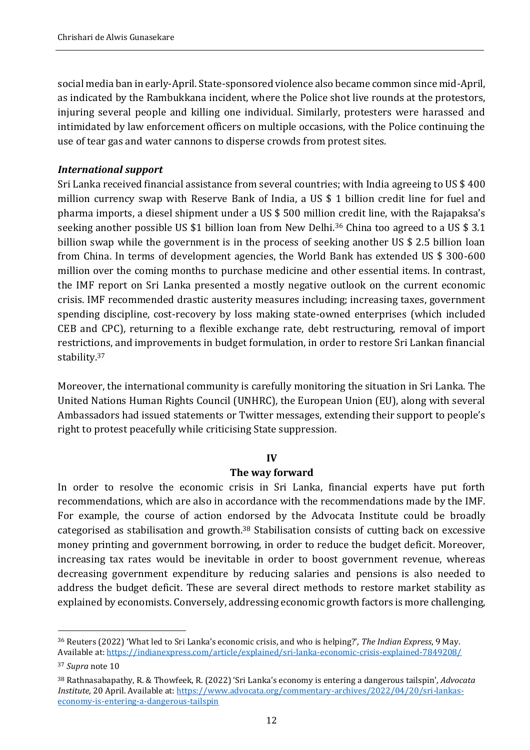social media ban in early-April. State-sponsored violence also became common since mid-April, as indicated by the Rambukkana incident, where the Police shot live rounds at the protestors, injuring several people and killing one individual. Similarly, protesters were harassed and intimidated by law enforcement officers on multiple occasions, with the Police continuing the use of tear gas and water cannons to disperse crowds from protest sites.

***International support***

Sri Lanka received financial assistance from several countries; with India agreeing to US $ 400 million currency swap with Reserve Bank of India, a US $ 1 billion credit line for fuel and pharma imports, a diesel shipment under a US $ 500 million credit line, with the Rajapaksa's seeking another possible US $1 billion loan from New Delhi.[36] China too agreed to a US $ 3.1 billion swap while the government is in the process of seeking another US $ 2.5 billion loan from China. In terms of development agencies, the World Bank has extended US $ 300-600 million over the coming months to purchase medicine and other essential items. In contrast, the IMF report on Sri Lanka presented a mostly negative outlook on the current economic crisis. IMF recommended drastic austerity measures including; increasing taxes, government spending discipline, cost-recovery by loss making state-owned enterprises (which included CEB and CPC), returning to a flexible exchange rate, debt restructuring, removal of import restrictions, and improvements in budget formulation, in order to restore Sri Lankan financial stability.[37]

Moreover, the international community is carefully monitoring the situation in Sri Lanka. The United Nations Human Rights Council (UNHRC), the European Union (EU), along with several Ambassadors had issued statements or Twitter messages, extending their support to people's right to protest peacefully while criticising State suppression.

## IV
## The way forward

In order to resolve the economic crisis in Sri Lanka, financial experts have put forth recommendations, which are also in accordance with the recommendations made by the IMF. For example, the course of action endorsed by the Advocata Institute could be broadly categorised as stabilisation and growth.[38] Stabilisation consists of cutting back on excessive money printing and government borrowing, in order to reduce the budget deficit. Moreover, increasing tax rates would be inevitable in order to boost government revenue, whereas decreasing government expenditure by reducing salaries and pensions is also needed to address the budget deficit. These are several direct methods to restore market stability as explained by economists. Conversely, addressing economic growth factors is more challenging,

---

[36] Reuters (2022) 'What led to Sri Lanka's economic crisis, and who is helping?', *The Indian Express*, 9 May. Available at: https://indianexpress.com/article/explained/sri-lanka-economic-crisis-explained-7849208/

[37] *Supra* note 10

[38] Rathnasabapathy, R. & Thowfeek, R. (2022) 'Sri Lanka's economy is entering a dangerous tailspin', *Advocata Institute*, 20 April. Available at: https://www.advocata.org/commentary-archives/2022/04/20/sri-lankas-economy-is-entering-a-dangerous-tailspin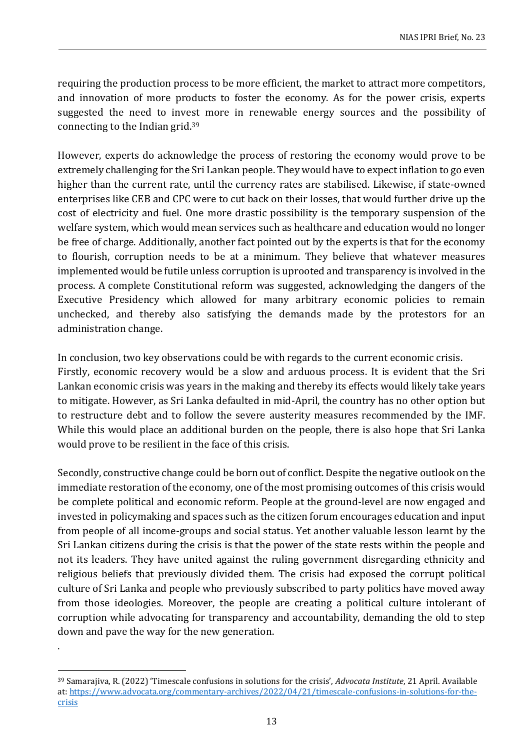requiring the production process to be more efficient, the market to attract more competitors, and innovation of more products to foster the economy. As for the power crisis, experts suggested the need to invest more in renewable energy sources and the possibility of connecting to the Indian grid.[39]

However, experts do acknowledge the process of restoring the economy would prove to be extremely challenging for the Sri Lankan people. They would have to expect inflation to go even higher than the current rate, until the currency rates are stabilised. Likewise, if state-owned enterprises like CEB and CPC were to cut back on their losses, that would further drive up the cost of electricity and fuel. One more drastic possibility is the temporary suspension of the welfare system, which would mean services such as healthcare and education would no longer be free of charge. Additionally, another fact pointed out by the experts is that for the economy to flourish, corruption needs to be at a minimum. They believe that whatever measures implemented would be futile unless corruption is uprooted and transparency is involved in the process. A complete Constitutional reform was suggested, acknowledging the dangers of the Executive Presidency which allowed for many arbitrary economic policies to remain unchecked, and thereby also satisfying the demands made by the protestors for an administration change.

In conclusion, two key observations could be with regards to the current economic crisis.
Firstly, economic recovery would be a slow and arduous process. It is evident that the Sri Lankan economic crisis was years in the making and thereby its effects would likely take years to mitigate. However, as Sri Lanka defaulted in mid-April, the country has no other option but to restructure debt and to follow the severe austerity measures recommended by the IMF. While this would place an additional burden on the people, there is also hope that Sri Lanka would prove to be resilient in the face of this crisis.

Secondly, constructive change could be born out of conflict. Despite the negative outlook on the immediate restoration of the economy, one of the most promising outcomes of this crisis would be complete political and economic reform. People at the ground-level are now engaged and invested in policymaking and spaces such as the citizen forum encourages education and input from people of all income-groups and social status. Yet another valuable lesson learnt by the Sri Lankan citizens during the crisis is that the power of the state rests within the people and not its leaders. They have united against the ruling government disregarding ethnicity and religious beliefs that previously divided them. The crisis had exposed the corrupt political culture of Sri Lanka and people who previously subscribed to party politics have moved away from those ideologies. Moreover, the people are creating a political culture intolerant of corruption while advocating for transparency and accountability, demanding the old to step down and pave the way for the new generation.

.

---

[39] Samarajiva, R. (2022) 'Timescale confusions in solutions for the crisis', *Advocata Institute*, 21 April. Available at: https://www.advocata.org/commentary-archives/2022/04/21/timescale-confusions-in-solutions-for-the-crisis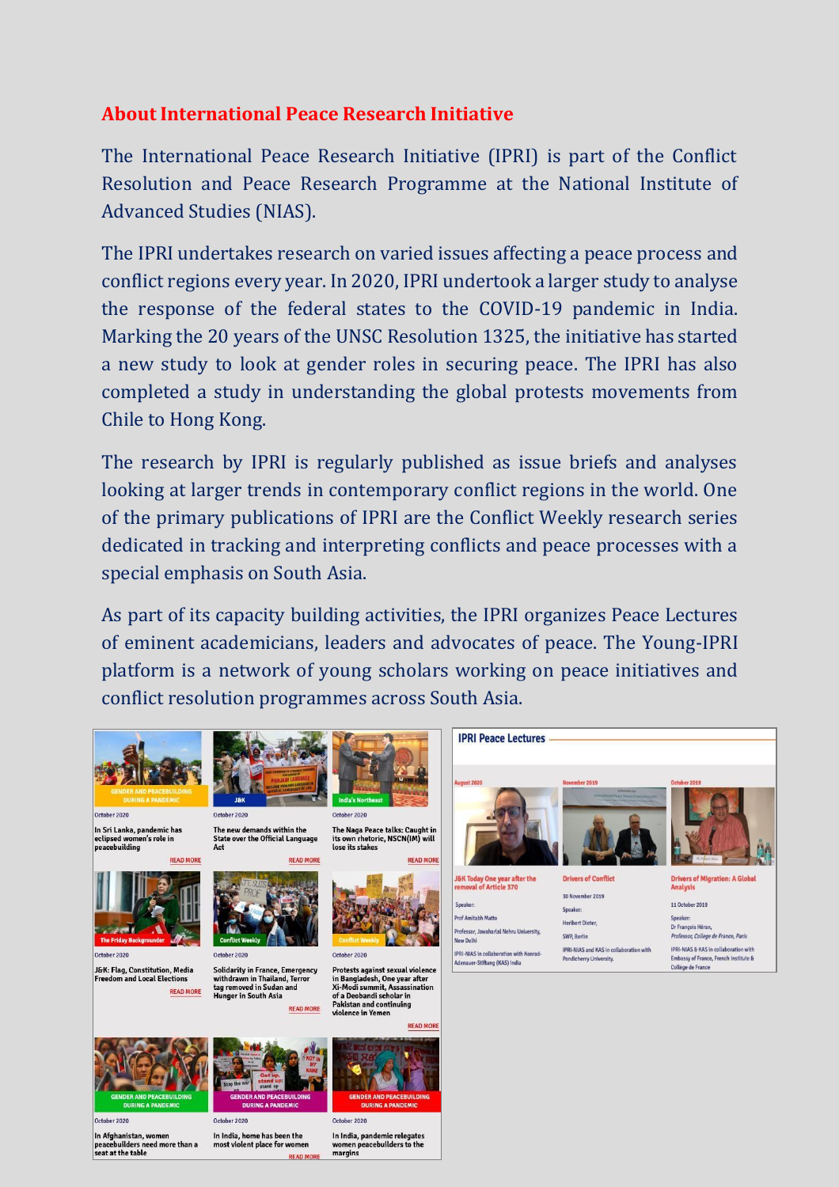## About International Peace Research Initiative

The International Peace Research Initiative (IPRI) is part of the Conflict Resolution and Peace Research Programme at the National Institute of Advanced Studies (NIAS).

The IPRI undertakes research on varied issues affecting a peace process and conflict regions every year. In 2020, IPRI undertook a larger study to analyse the response of the federal states to the COVID-19 pandemic in India. Marking the 20 years of the UNSC Resolution 1325, the initiative has started a new study to look at gender roles in securing peace. The IPRI has also completed a study in understanding the global protests movements from Chile to Hong Kong.

The research by IPRI is regularly published as issue briefs and analyses looking at larger trends in contemporary conflict regions in the world. One of the primary publications of IPRI are the Conflict Weekly research series dedicated in tracking and interpreting conflicts and peace processes with a special emphasis on South Asia.

As part of its capacity building activities, the IPRI organizes Peace Lectures of eminent academicians, leaders and advocates of peace. The Young-IPRI platform is a network of young scholars working on peace initiatives and conflict resolution programmes across South Asia.

GENDER AND PEACEBUILDING DURING A PANDEMIC
October 2020
In Sri Lanka, pandemic has eclipsed women's role in peacebuilding
READ MORE

J&K
October 2020
The new demands within the State over the Official Language Act
READ MORE

India's Northeast
October 2020
The Naga Peace talks: Caught in its own rhetoric, NSCN(IM) will lose its stakes
READ MORE

The Friday Backgrounder
October 2020
J&K: Flag, Constitution, Media Freedom and Local Elections
READ MORE

Conflict Weekly
October 2020
Solidarity in France, Emergency withdrawn in Thailand, Terror tag removed in Sudan and Hunger in South Asia
READ MORE

Conflict Weekly
October 2020
Protests against sexual violence in Bangladesh, One year after Xi-Modi summit, Assassination of a Deobandi scholar in Pakistan and continuing violence in Yemen
READ MORE

GENDER AND PEACEBUILDING DURING A PANDEMIC
October 2020
In Afghanistan, women peacebuilders need more than a seat at the table

GENDER AND PEACEBUILDING DURING A PANDEMIC
October 2020
In India, home has been the most violent place for women
READ MORE

GENDER AND PEACEBUILDING DURING A PANDEMIC
October 2020
In India, pandemic relegates women peacebuilders to the margins

### IPRI Peace Lectures

August 2020
J&K Today One year after the removal of Article 370
Speaker:
Prof Amitabh Mattoo
Professor, Jawaharlal Nehru University, New Delhi
IPRI-NIAS in collaboration with Konrad-Adenauer-Stiftung (KAS) India

November 2019
Drivers of Conflict
30 November 2019
Speaker:
Heribert Dieter,
SWP, Berlin
IPRI-NIAS and KAS in collaboration with Pondicherry University.

October 2019
Drivers of Migration: A Global Analysis
11 October 2019
Speaker:
Dr François Héran,
*Professor, College de France, Paris*
IPRI-NIAS & KAS in collaboration with Embassy of France, French Institute & Collège de France